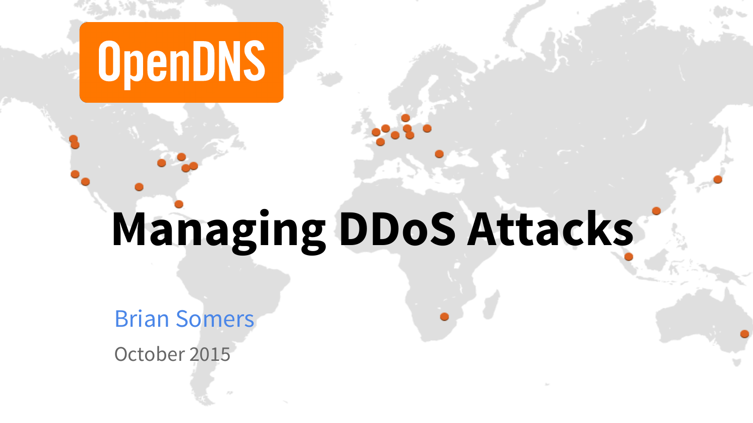OpenDNS

# Managing DDoS Attacks

Brian Somers

October 2015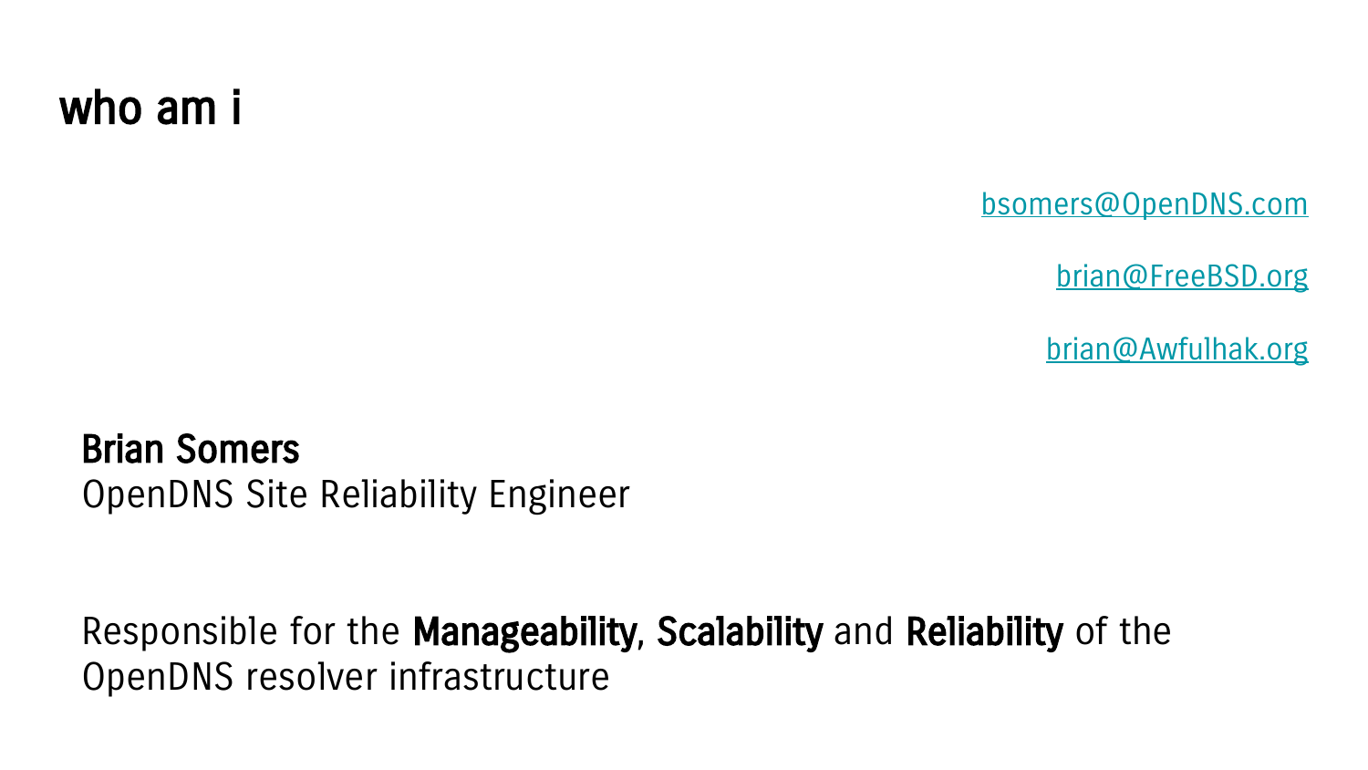# who am i

bsomers@OpenDNS.com

brian@FreeBSD.org

brian@Awfulhak.org

**Brian Somers**
OpenDNS Site Reliability Engineer

Responsible for the **Manageability**, **Scalability** and **Reliability** of the OpenDNS resolver infrastructure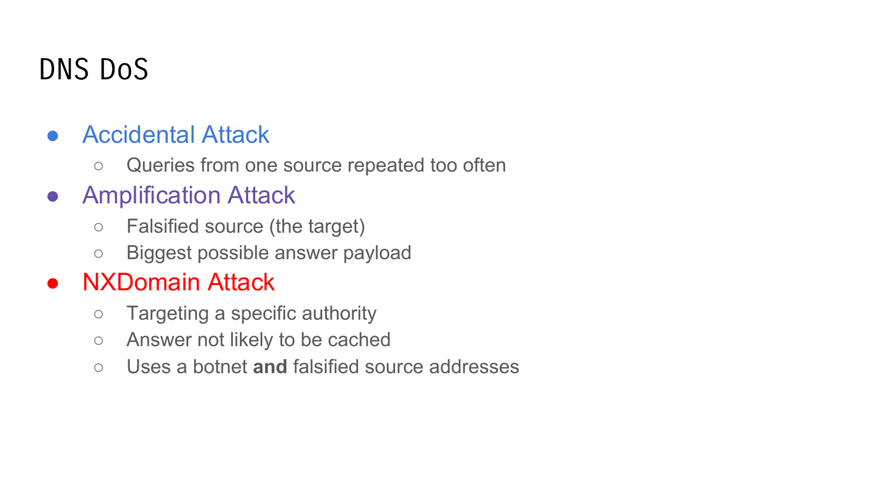# DNS DoS

- Accidental Attack
  - Queries from one source repeated too often
- Amplification Attack
  - Falsified source (the target)
  - Biggest possible answer payload
- NXDomain Attack
  - Targeting a specific authority
  - Answer not likely to be cached
  - Uses a botnet **and** falsified source addresses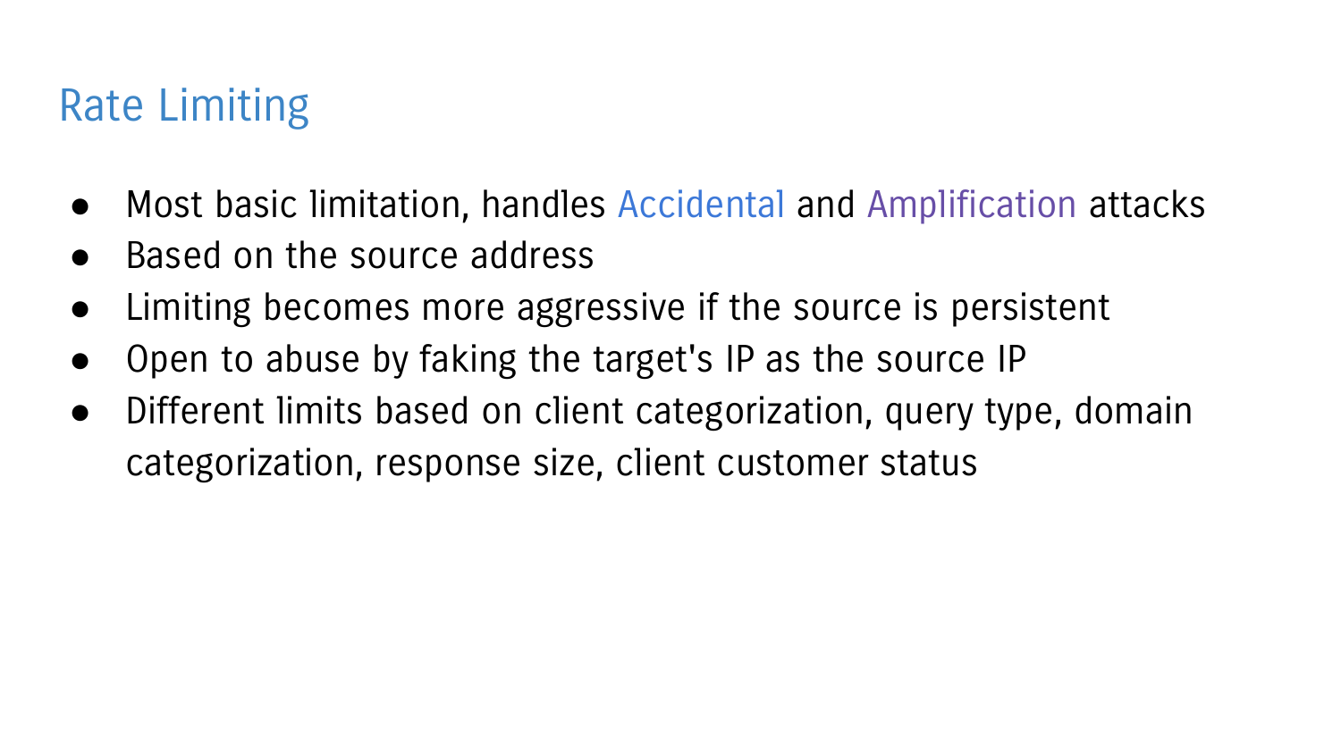# Rate Limiting

- Most basic limitation, handles Accidental and Amplification attacks
- Based on the source address
- Limiting becomes more aggressive if the source is persistent
- Open to abuse by faking the target's IP as the source IP
- Different limits based on client categorization, query type, domain categorization, response size, client customer status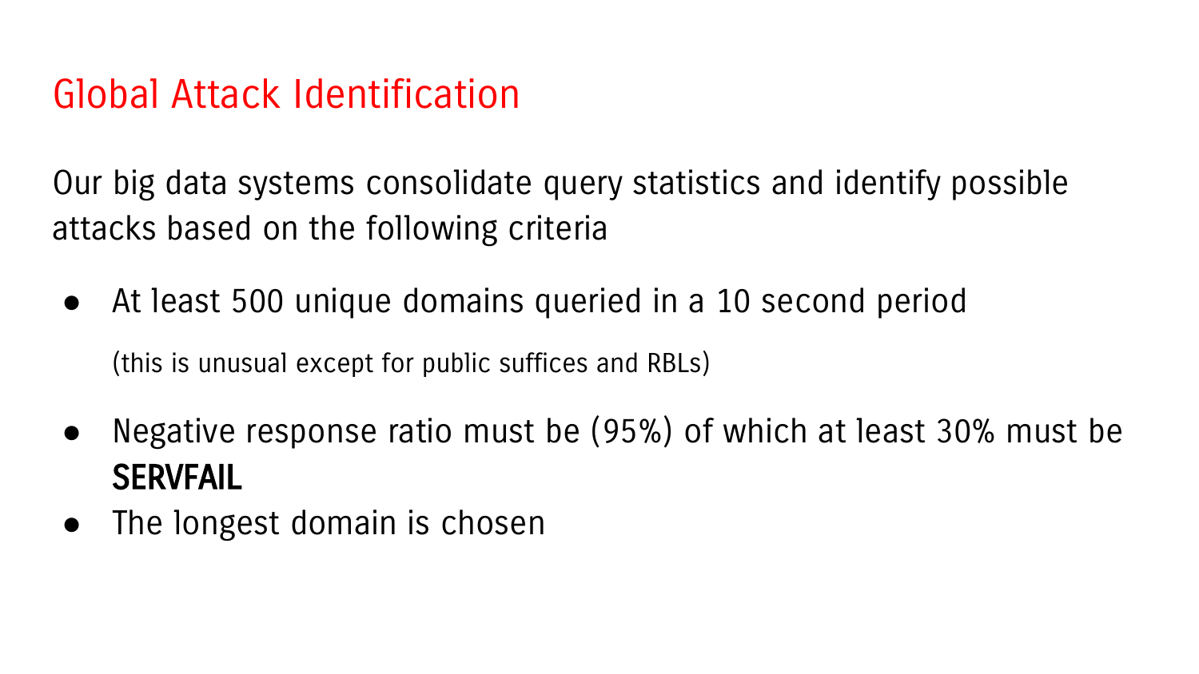# Global Attack Identification

Our big data systems consolidate query statistics and identify possible attacks based on the following criteria

- At least 500 unique domains queried in a 10 second period

  (this is unusual except for public suffices and RBLs)

- Negative response ratio must be (95%) of which at least 30% must be **SERVFAIL**
- The longest domain is chosen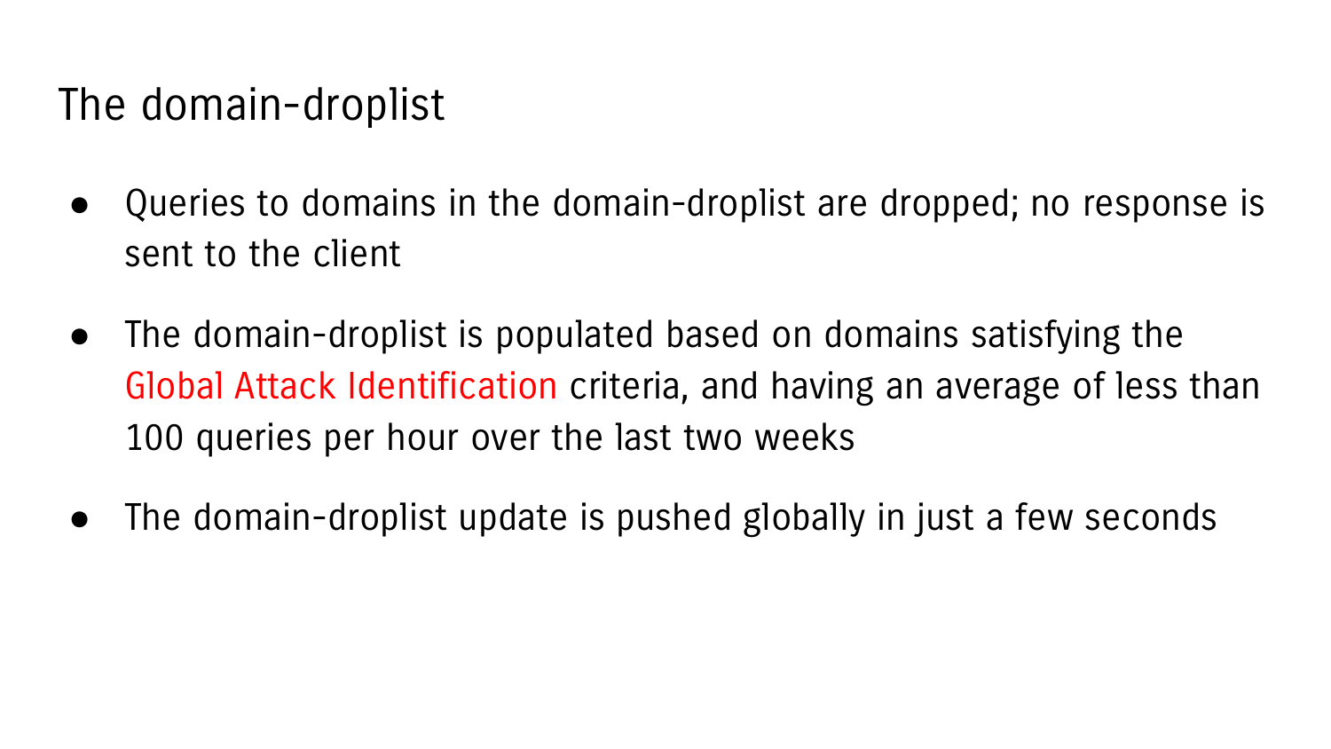# The domain-droplist

- Queries to domains in the domain-droplist are dropped; no response is sent to the client
- The domain-droplist is populated based on domains satisfying the Global Attack Identification criteria, and having an average of less than 100 queries per hour over the last two weeks
- The domain-droplist update is pushed globally in just a few seconds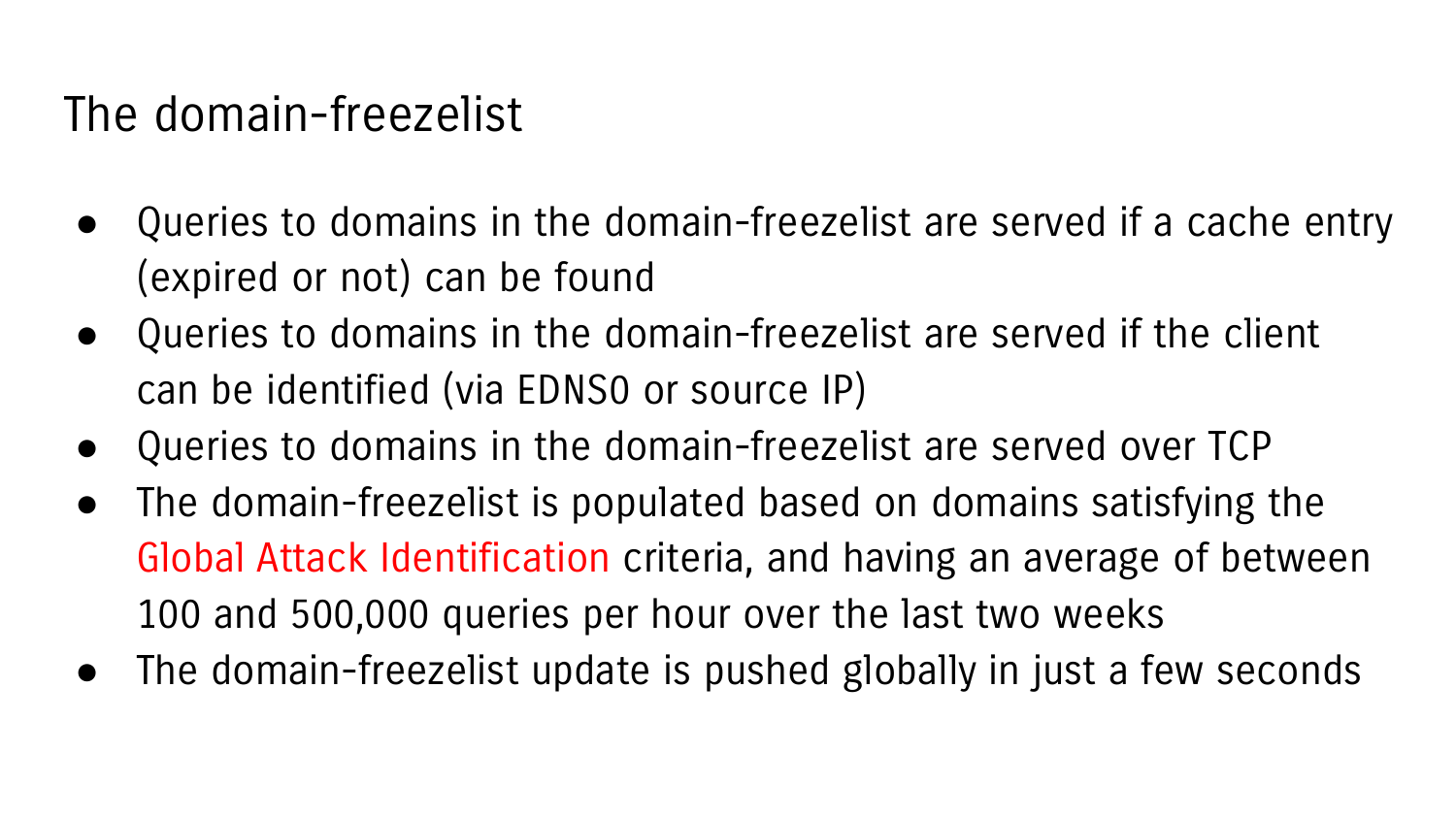# The domain-freezelist

- Queries to domains in the domain-freezelist are served if a cache entry (expired or not) can be found
- Queries to domains in the domain-freezelist are served if the client can be identified (via EDNS0 or source IP)
- Queries to domains in the domain-freezelist are served over TCP
- The domain-freezelist is populated based on domains satisfying the Global Attack Identification criteria, and having an average of between 100 and 500,000 queries per hour over the last two weeks
- The domain-freezelist update is pushed globally in just a few seconds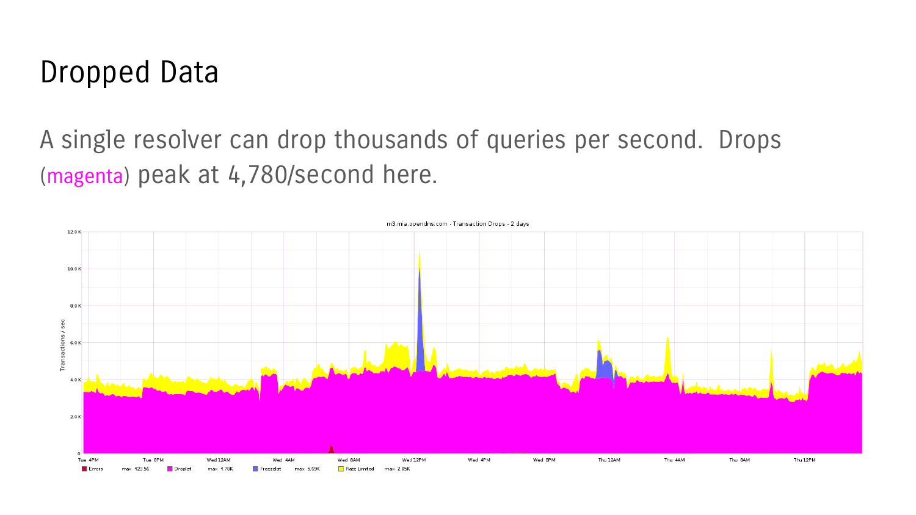# Dropped Data

A single resolver can drop thousands of queries per second. Drops (magenta) peak at 4,780/second here.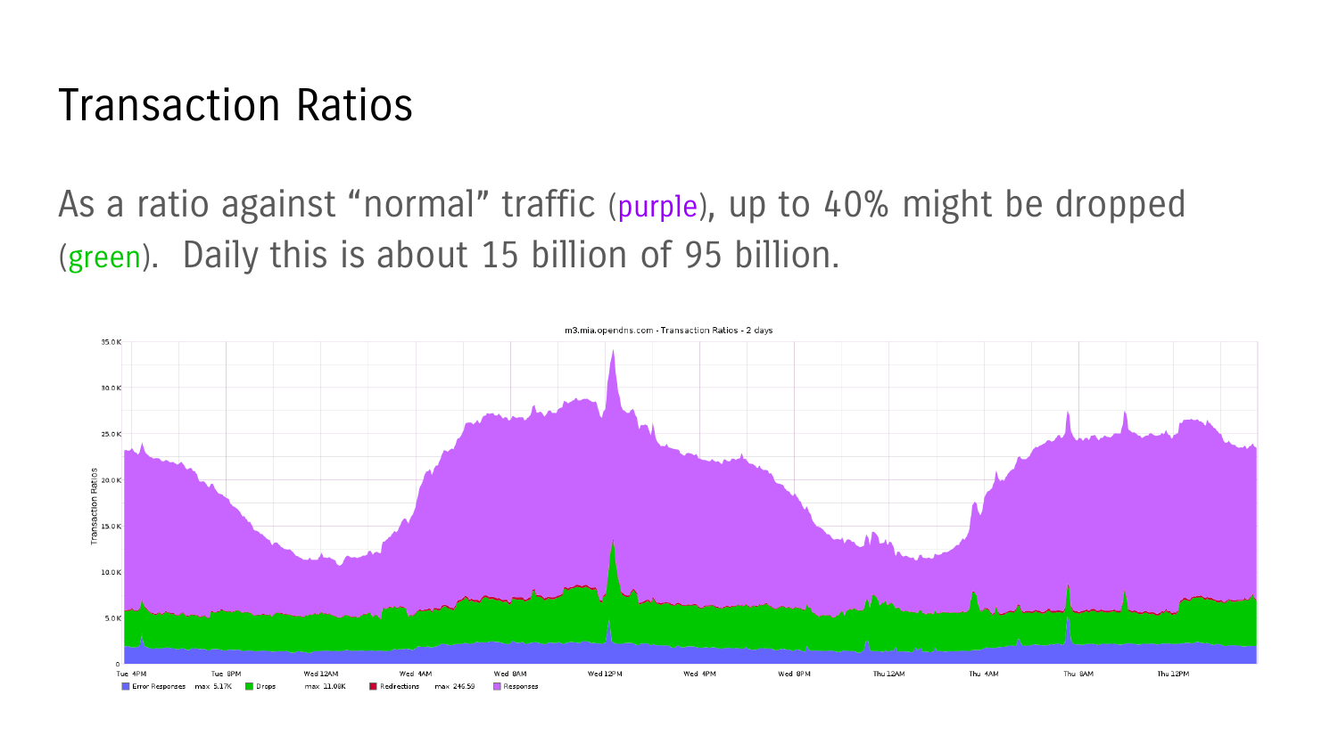# Transaction Ratios

As a ratio against “normal” traffic (purple), up to 40% might be dropped (green). Daily this is about 15 billion of 95 billion.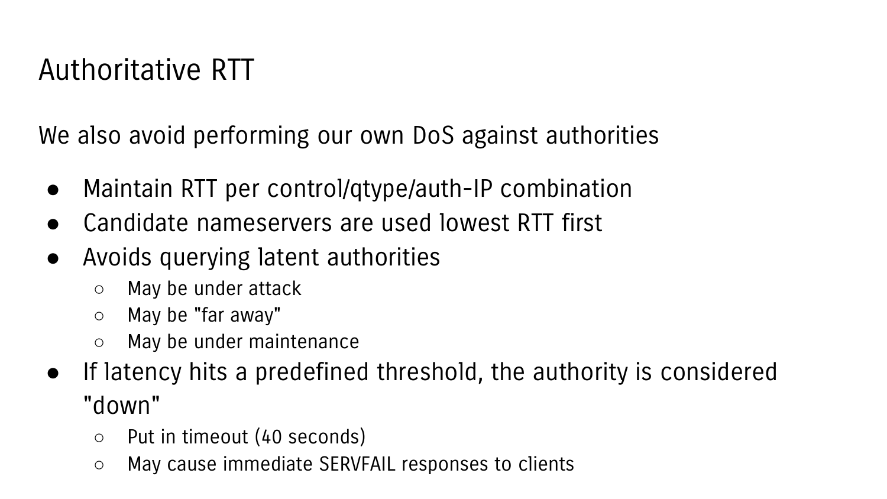# Authoritative RTT

We also avoid performing our own DoS against authorities

- Maintain RTT per control/qtype/auth-IP combination
- Candidate nameservers are used lowest RTT first
- Avoids querying latent authorities
  - May be under attack
  - May be "far away"
  - May be under maintenance
- If latency hits a predefined threshold, the authority is considered "down"
  - Put in timeout (40 seconds)
  - May cause immediate SERVFAIL responses to clients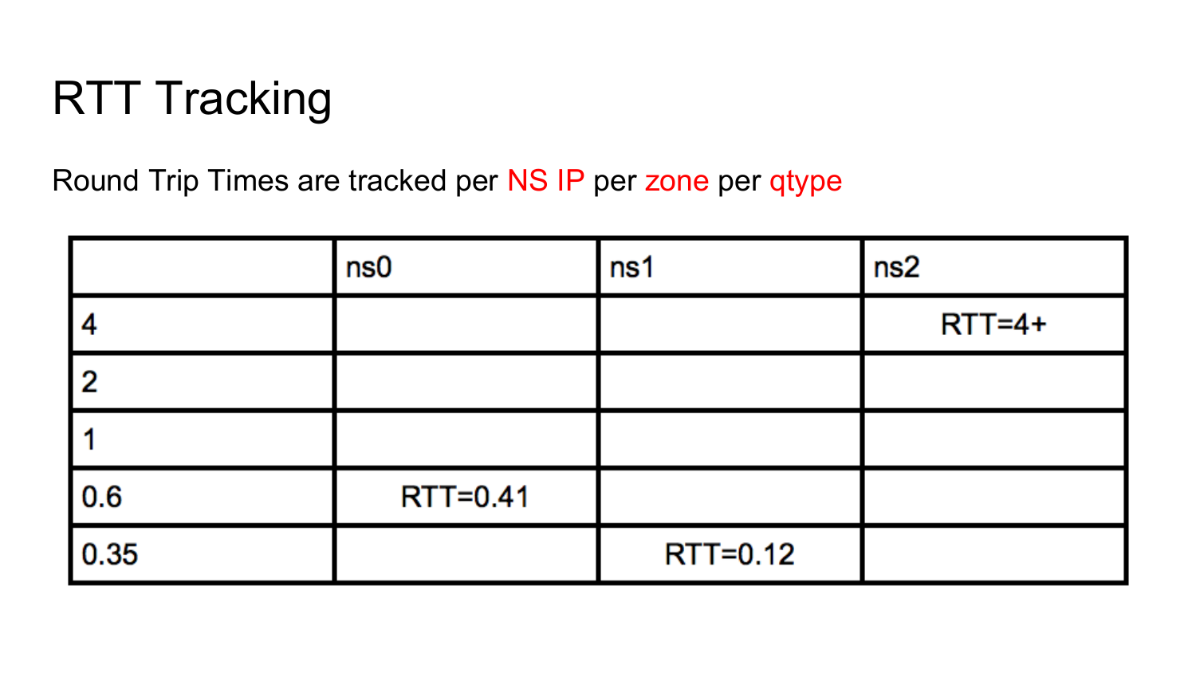# RTT Tracking

Round Trip Times are tracked per NS IP per zone per qtype

| | ns0 | ns1 | ns2 |
|---|---|---|---|
| 4 | | | RTT=4+ |
| 2 | | | |
| 1 | | | |
| 0.6 | RTT=0.41 | | |
| 0.35 | | RTT=0.12 | |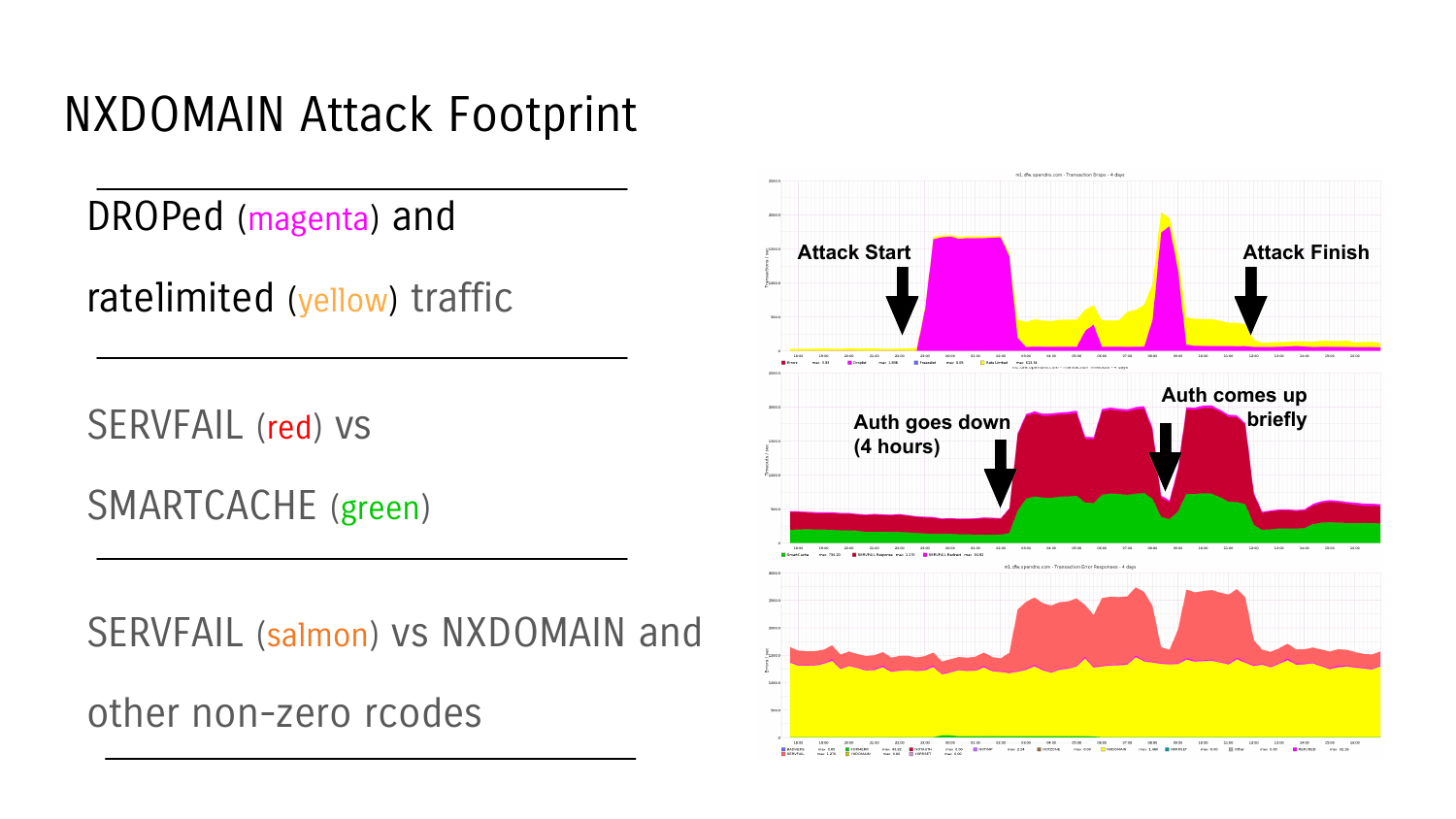# NXDOMAIN Attack Footprint

DROPed (magenta) and ratelimited (yellow) traffic

SERVFAIL (red) vs SMARTCACHE (green)

SERVFAIL (salmon) vs NXDOMAIN and other non-zero rcodes

Attack Start

Attack Finish

Auth goes down (4 hours)

Auth comes up briefly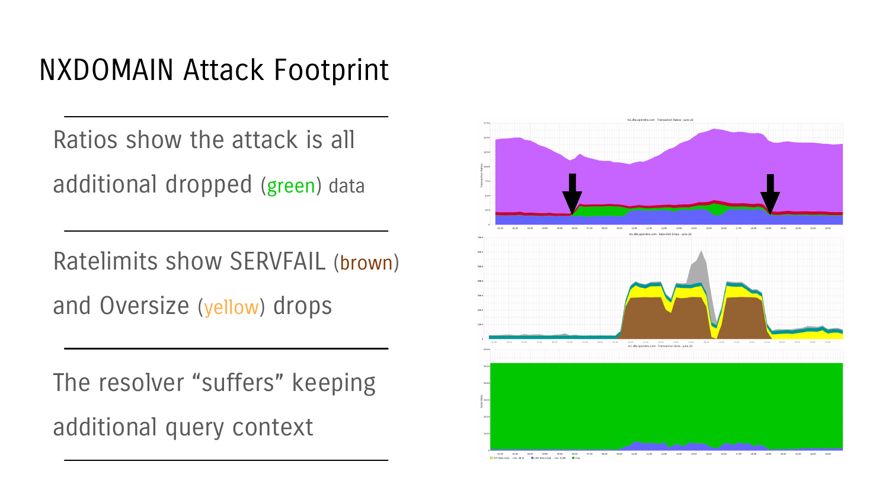# NXDOMAIN Attack Footprint

Ratios show the attack is all additional dropped (green) data

---

Ratelimits show SERVFAIL (brown) and Oversize (yellow) drops

---

The resolver “suffers” keeping additional query context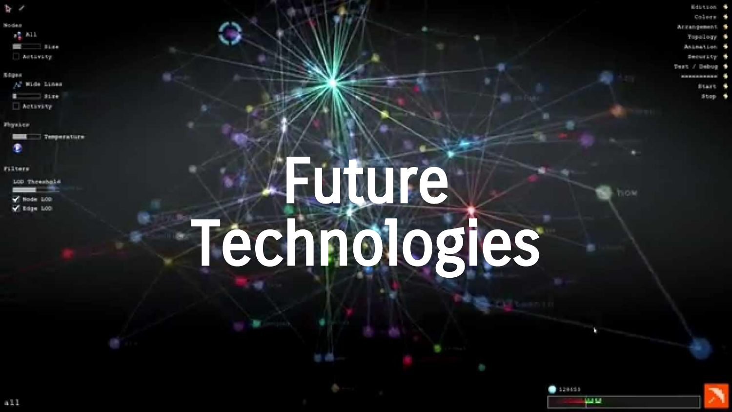# Future Technologies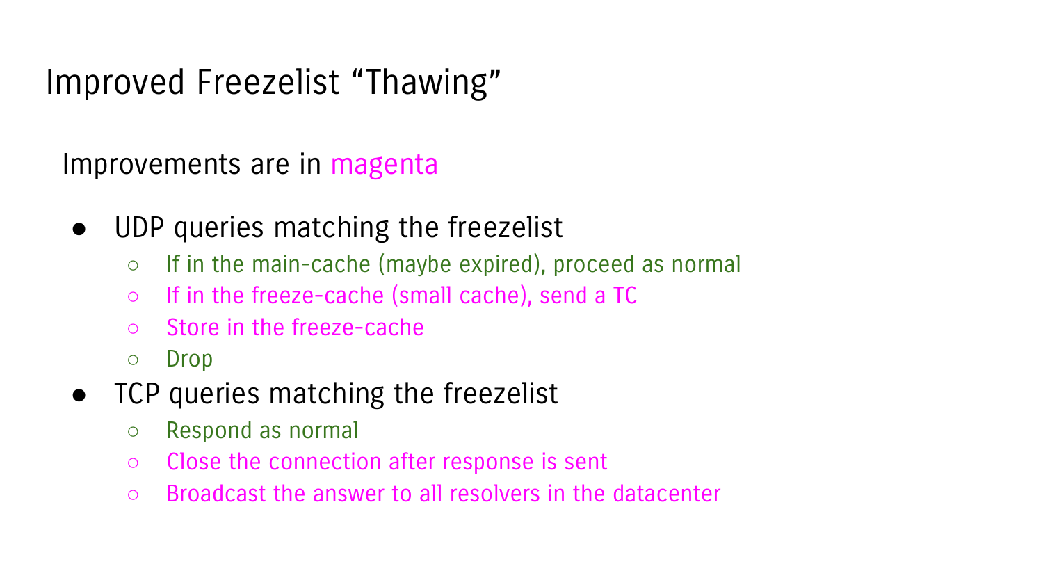# Improved Freezelist "Thawing"

Improvements are in magenta

- UDP queries matching the freezelist
  - If in the main-cache (maybe expired), proceed as normal
  - If in the freeze-cache (small cache), send a TC
  - Store in the freeze-cache
  - Drop
- TCP queries matching the freezelist
  - Respond as normal
  - Close the connection after response is sent
  - Broadcast the answer to all resolvers in the datacenter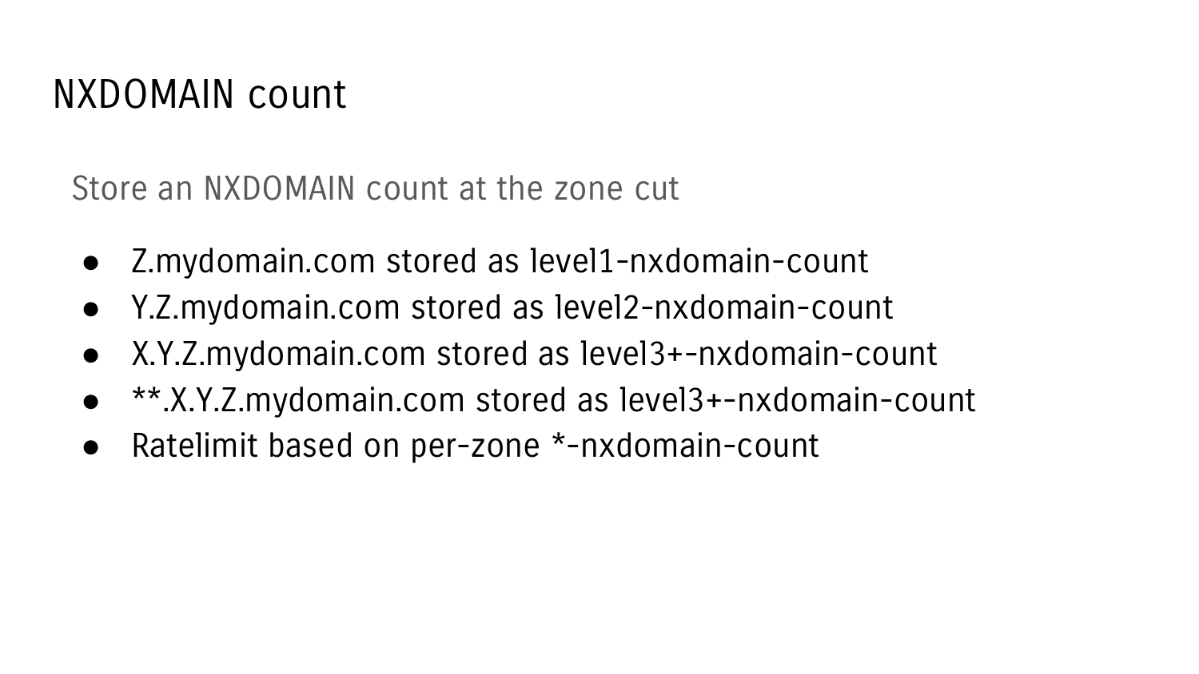# NXDOMAIN count

Store an NXDOMAIN count at the zone cut

- Z.mydomain.com stored as level1-nxdomain-count
- Y.Z.mydomain.com stored as level2-nxdomain-count
- X.Y.Z.mydomain.com stored as level3+-nxdomain-count
- **.X.Y.Z.mydomain.com stored as level3+-nxdomain-count
- Ratelimit based on per-zone *-nxdomain-count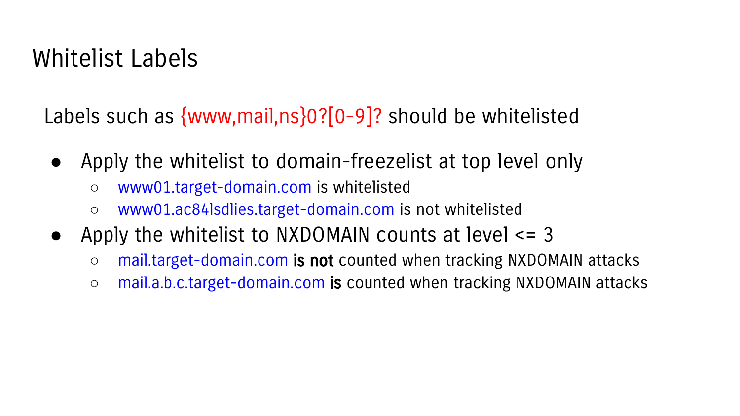# Whitelist Labels

Labels such as {www,mail,ns}0?[0-9]? should be whitelisted

- Apply the whitelist to domain-freezelist at top level only
  - www01.target-domain.com is whitelisted
  - www01.ac84lsdlies.target-domain.com is not whitelisted
- Apply the whitelist to NXDOMAIN counts at level <= 3
  - mail.target-domain.com **is not** counted when tracking NXDOMAIN attacks
  - mail.a.b.c.target-domain.com **is** counted when tracking NXDOMAIN attacks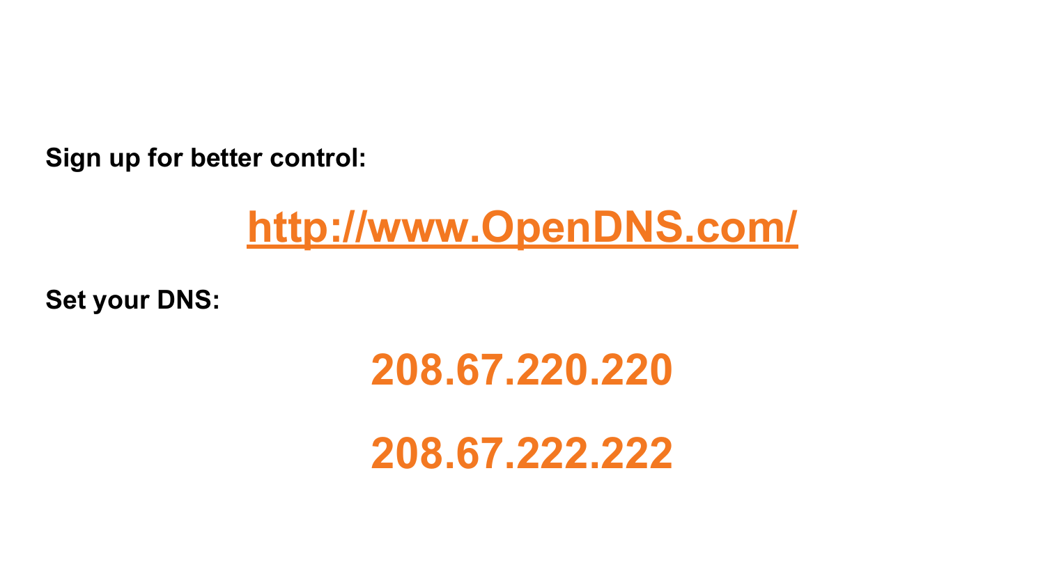**Sign up for better control:**

**[http://www.OpenDNS.com/](http://www.OpenDNS.com/)**

**Set your DNS:**

**208.67.220.220**

**208.67.222.222**